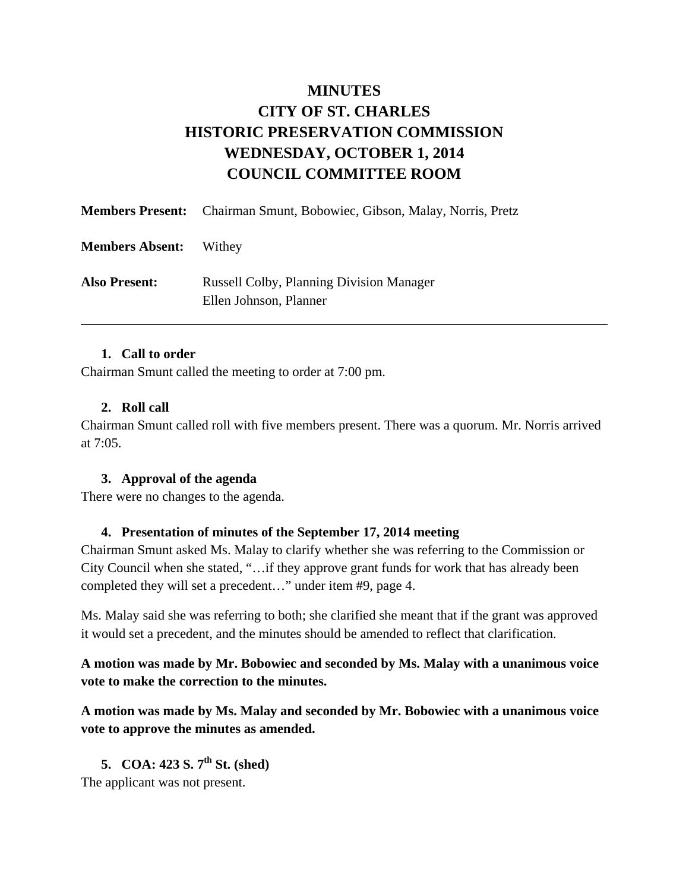# MINUTES
# CITY OF ST. CHARLES
# HISTORIC PRESERVATION COMMISSION
# WEDNESDAY, OCTOBER 1, 2014
# COUNCIL COMMITTEE ROOM

**Members Present:** Chairman Smunt, Bobowiec, Gibson, Malay, Norris, Pretz

**Members Absent:** Withey

**Also Present:** Russell Colby, Planning Division Manager
Ellen Johnson, Planner

---

1. **Call to order**

Chairman Smunt called the meeting to order at 7:00 pm.

2. **Roll call**

Chairman Smunt called roll with five members present. There was a quorum. Mr. Norris arrived at 7:05.

3. **Approval of the agenda**

There were no changes to the agenda.

4. **Presentation of minutes of the September 17, 2014 meeting**

Chairman Smunt asked Ms. Malay to clarify whether she was referring to the Commission or City Council when she stated, "…if they approve grant funds for work that has already been completed they will set a precedent…" under item #9, page 4.

Ms. Malay said she was referring to both; she clarified she meant that if the grant was approved it would set a precedent, and the minutes should be amended to reflect that clarification.

**A motion was made by Mr. Bobowiec and seconded by Ms. Malay with a unanimous voice vote to make the correction to the minutes.**

**A motion was made by Ms. Malay and seconded by Mr. Bobowiec with a unanimous voice vote to approve the minutes as amended.**

5. **COA: 423 S. 7th St. (shed)**

The applicant was not present.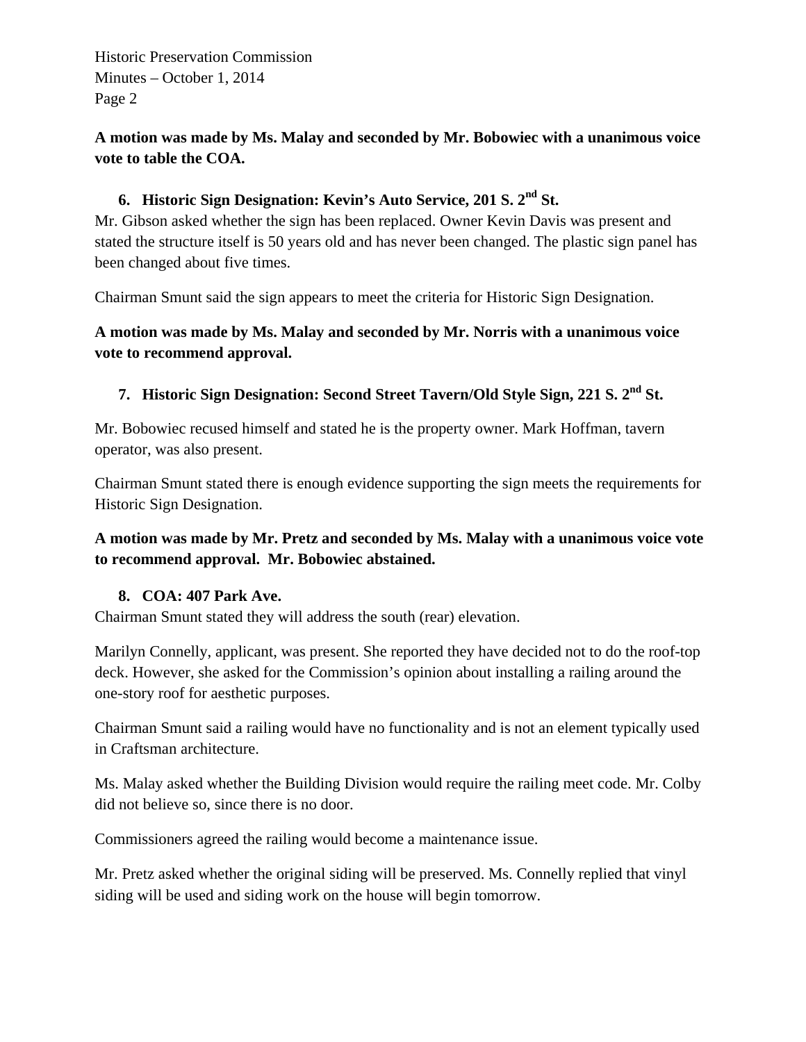**A motion was made by Ms. Malay and seconded by Mr. Bobowiec with a unanimous voice vote to table the COA.**

6. **Historic Sign Designation: Kevin's Auto Service, 201 S. 2nd St.**

Mr. Gibson asked whether the sign has been replaced. Owner Kevin Davis was present and stated the structure itself is 50 years old and has never been changed. The plastic sign panel has been changed about five times.

Chairman Smunt said the sign appears to meet the criteria for Historic Sign Designation.

**A motion was made by Ms. Malay and seconded by Mr. Norris with a unanimous voice vote to recommend approval.**

7. **Historic Sign Designation: Second Street Tavern/Old Style Sign, 221 S. 2nd St.**

Mr. Bobowiec recused himself and stated he is the property owner. Mark Hoffman, tavern operator, was also present.

Chairman Smunt stated there is enough evidence supporting the sign meets the requirements for Historic Sign Designation.

**A motion was made by Mr. Pretz and seconded by Ms. Malay with a unanimous voice vote to recommend approval. Mr. Bobowiec abstained.**

8. **COA: 407 Park Ave.**

Chairman Smunt stated they will address the south (rear) elevation.

Marilyn Connelly, applicant, was present. She reported they have decided not to do the roof-top deck. However, she asked for the Commission's opinion about installing a railing around the one-story roof for aesthetic purposes.

Chairman Smunt said a railing would have no functionality and is not an element typically used in Craftsman architecture.

Ms. Malay asked whether the Building Division would require the railing meet code. Mr. Colby did not believe so, since there is no door.

Commissioners agreed the railing would become a maintenance issue.

Mr. Pretz asked whether the original siding will be preserved. Ms. Connelly replied that vinyl siding will be used and siding work on the house will begin tomorrow.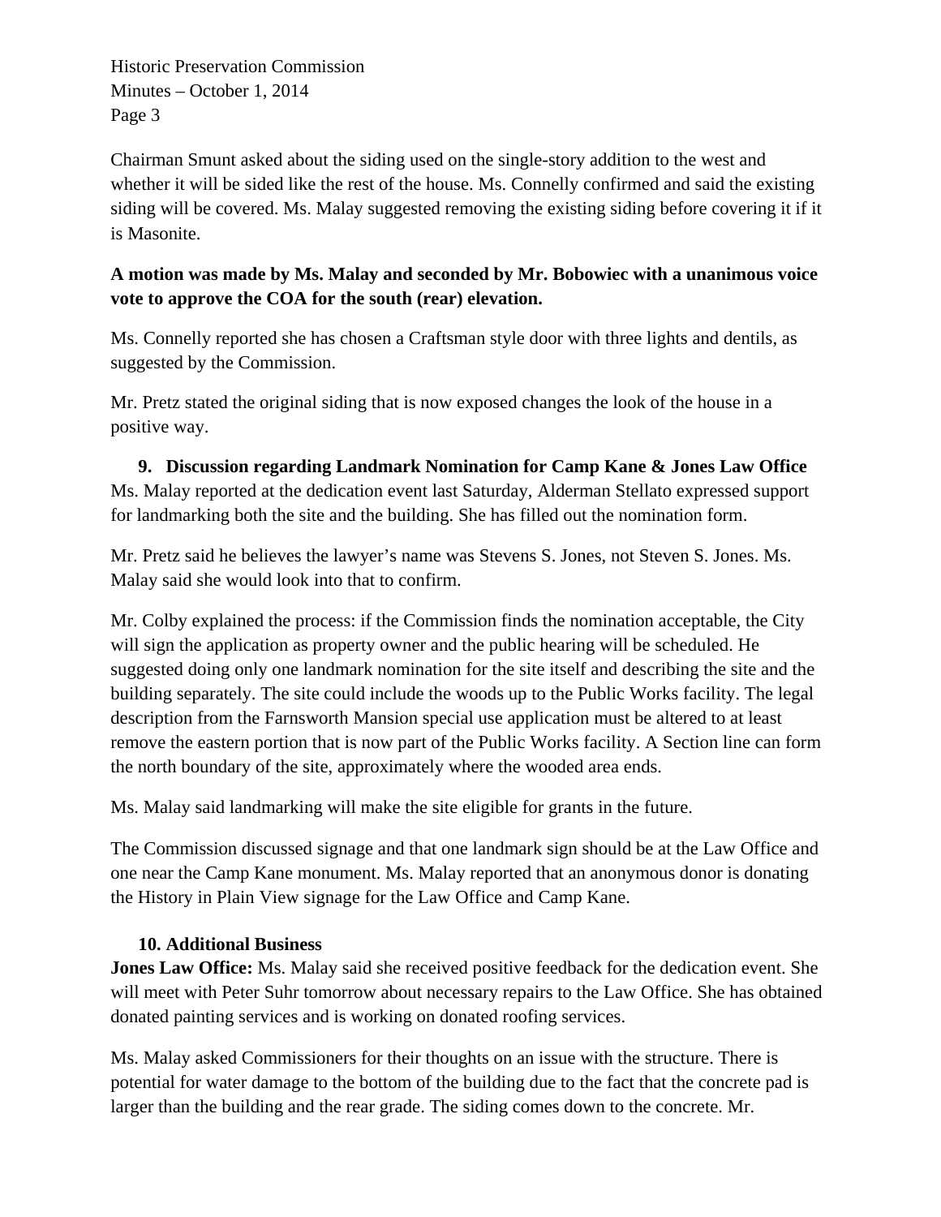Chairman Smunt asked about the siding used on the single-story addition to the west and whether it will be sided like the rest of the house. Ms. Connelly confirmed and said the existing siding will be covered. Ms. Malay suggested removing the existing siding before covering it if it is Masonite.

**A motion was made by Ms. Malay and seconded by Mr. Bobowiec with a unanimous voice vote to approve the COA for the south (rear) elevation.**

Ms. Connelly reported she has chosen a Craftsman style door with three lights and dentils, as suggested by the Commission.

Mr. Pretz stated the original siding that is now exposed changes the look of the house in a positive way.

**9. Discussion regarding Landmark Nomination for Camp Kane & Jones Law Office**

Ms. Malay reported at the dedication event last Saturday, Alderman Stellato expressed support for landmarking both the site and the building. She has filled out the nomination form.

Mr. Pretz said he believes the lawyer's name was Stevens S. Jones, not Steven S. Jones. Ms. Malay said she would look into that to confirm.

Mr. Colby explained the process: if the Commission finds the nomination acceptable, the City will sign the application as property owner and the public hearing will be scheduled. He suggested doing only one landmark nomination for the site itself and describing the site and the building separately. The site could include the woods up to the Public Works facility. The legal description from the Farnsworth Mansion special use application must be altered to at least remove the eastern portion that is now part of the Public Works facility. A Section line can form the north boundary of the site, approximately where the wooded area ends.

Ms. Malay said landmarking will make the site eligible for grants in the future.

The Commission discussed signage and that one landmark sign should be at the Law Office and one near the Camp Kane monument. Ms. Malay reported that an anonymous donor is donating the History in Plain View signage for the Law Office and Camp Kane.

**10. Additional Business**

**Jones Law Office:** Ms. Malay said she received positive feedback for the dedication event. She will meet with Peter Suhr tomorrow about necessary repairs to the Law Office. She has obtained donated painting services and is working on donated roofing services.

Ms. Malay asked Commissioners for their thoughts on an issue with the structure. There is potential for water damage to the bottom of the building due to the fact that the concrete pad is larger than the building and the rear grade. The siding comes down to the concrete. Mr.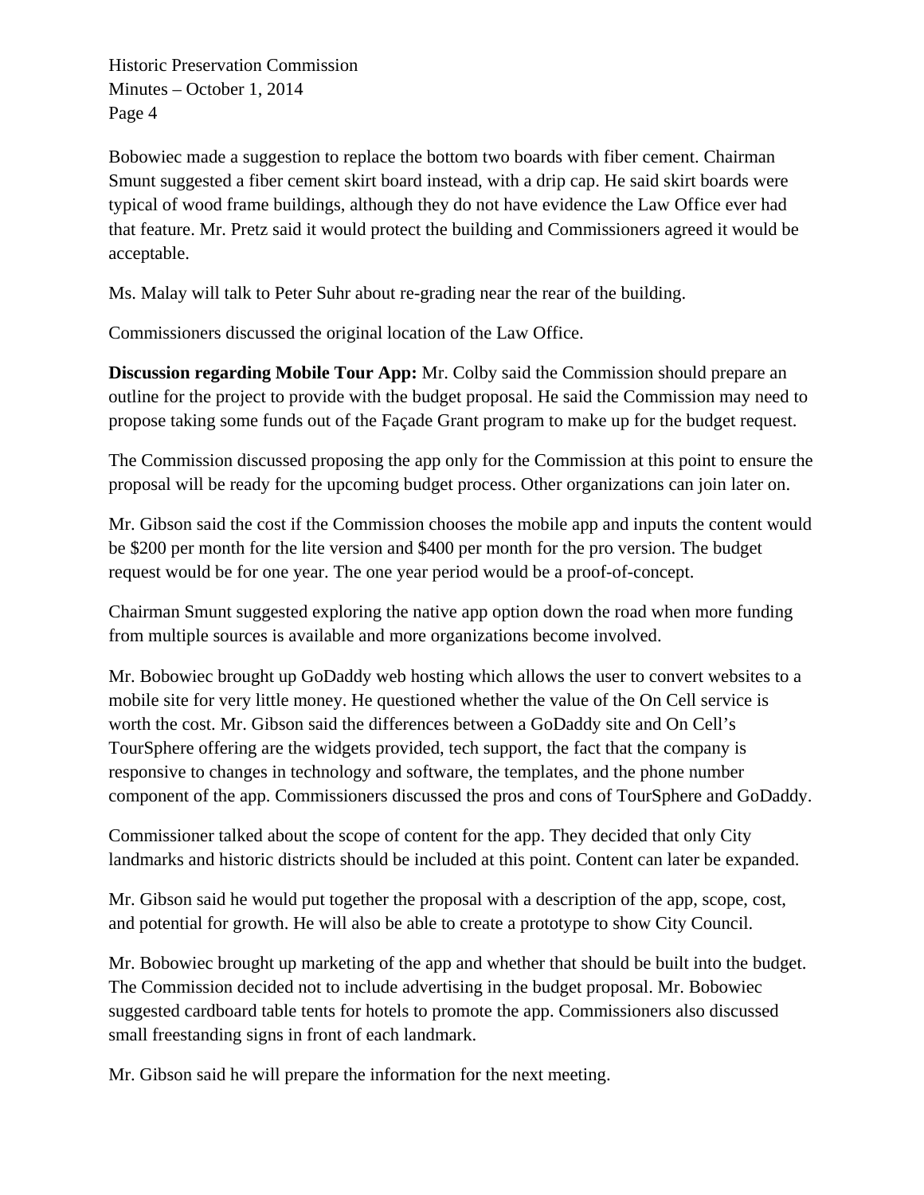Bobowiec made a suggestion to replace the bottom two boards with fiber cement. Chairman Smunt suggested a fiber cement skirt board instead, with a drip cap. He said skirt boards were typical of wood frame buildings, although they do not have evidence the Law Office ever had that feature. Mr. Pretz said it would protect the building and Commissioners agreed it would be acceptable.

Ms. Malay will talk to Peter Suhr about re-grading near the rear of the building.

Commissioners discussed the original location of the Law Office.

**Discussion regarding Mobile Tour App:** Mr. Colby said the Commission should prepare an outline for the project to provide with the budget proposal. He said the Commission may need to propose taking some funds out of the Façade Grant program to make up for the budget request.

The Commission discussed proposing the app only for the Commission at this point to ensure the proposal will be ready for the upcoming budget process. Other organizations can join later on.

Mr. Gibson said the cost if the Commission chooses the mobile app and inputs the content would be $200 per month for the lite version and $400 per month for the pro version. The budget request would be for one year. The one year period would be a proof-of-concept.

Chairman Smunt suggested exploring the native app option down the road when more funding from multiple sources is available and more organizations become involved.

Mr. Bobowiec brought up GoDaddy web hosting which allows the user to convert websites to a mobile site for very little money. He questioned whether the value of the On Cell service is worth the cost. Mr. Gibson said the differences between a GoDaddy site and On Cell's TourSphere offering are the widgets provided, tech support, the fact that the company is responsive to changes in technology and software, the templates, and the phone number component of the app. Commissioners discussed the pros and cons of TourSphere and GoDaddy.

Commissioner talked about the scope of content for the app. They decided that only City landmarks and historic districts should be included at this point. Content can later be expanded.

Mr. Gibson said he would put together the proposal with a description of the app, scope, cost, and potential for growth. He will also be able to create a prototype to show City Council.

Mr. Bobowiec brought up marketing of the app and whether that should be built into the budget. The Commission decided not to include advertising in the budget proposal. Mr. Bobowiec suggested cardboard table tents for hotels to promote the app. Commissioners also discussed small freestanding signs in front of each landmark.

Mr. Gibson said he will prepare the information for the next meeting.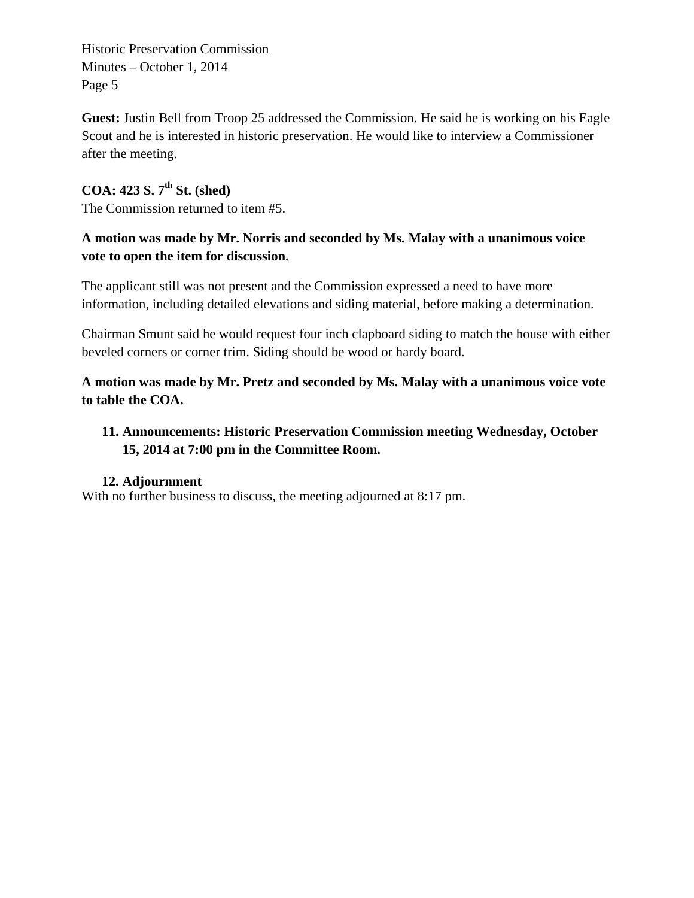**Guest:** Justin Bell from Troop 25 addressed the Commission. He said he is working on his Eagle Scout and he is interested in historic preservation. He would like to interview a Commissioner after the meeting.

**COA: 423 S. 7th St. (shed)**

The Commission returned to item #5.

**A motion was made by Mr. Norris and seconded by Ms. Malay with a unanimous voice vote to open the item for discussion.**

The applicant still was not present and the Commission expressed a need to have more information, including detailed elevations and siding material, before making a determination.

Chairman Smunt said he would request four inch clapboard siding to match the house with either beveled corners or corner trim. Siding should be wood or hardy board.

**A motion was made by Mr. Pretz and seconded by Ms. Malay with a unanimous voice vote to table the COA.**

11. **Announcements: Historic Preservation Commission meeting Wednesday, October 15, 2014 at 7:00 pm in the Committee Room.**

12. **Adjournment**

With no further business to discuss, the meeting adjourned at 8:17 pm.